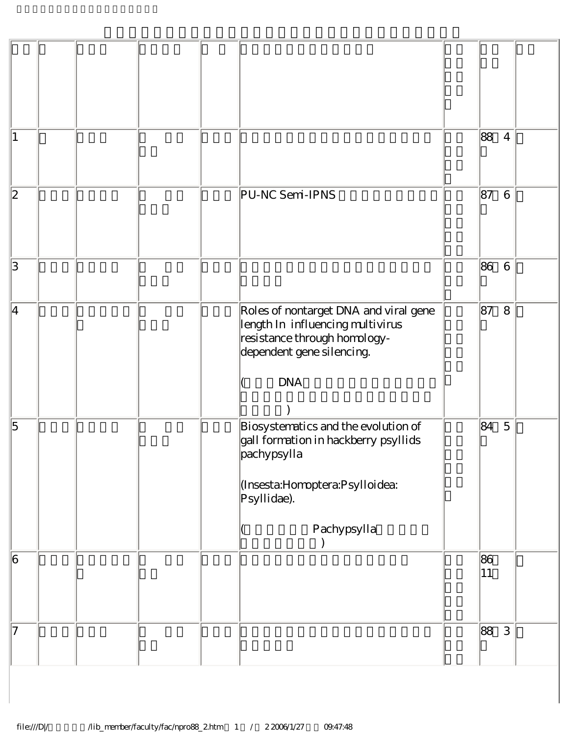| | | | | | | | | |
|---|---|---|---|---|---|---|---|---|
| 1 | | | | | | | 88 4 | |
| 2 | | | | | PU-NC Semi-IPNS | | 87 6 | |
| 3 | | | | | | | 86 6 | |
| 4 | | | | | Roles of nontarget DNA and viral gene length In influencing multivirus resistance through homology-dependent gene silencing.<br><br>( DNA ) | | 87 8 | |
| 5 | | | | | Biosystematics and the evolution of gall formation in hackberry psyllids pachypsylla<br><br>(Insesta:Homoptera:Psylloidea: Psyllidae).<br><br>( Pachypsylla ) | | 84 5 | |
| 6 | | | | | | | 86 11 | |
| 7 | | | | | | | 88 3 | |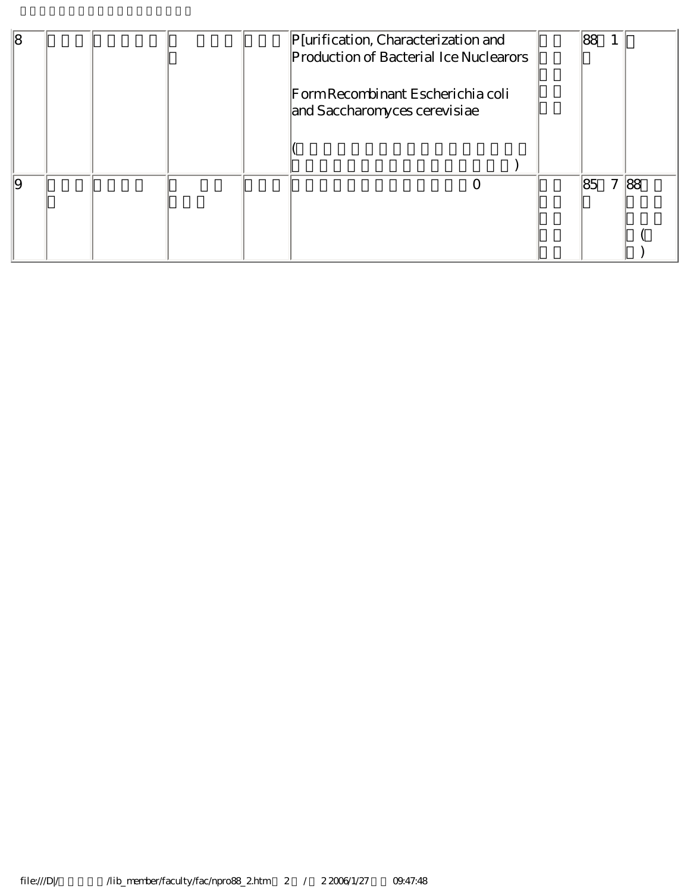| | | | | | | | | |
|---|---|---|---|---|---|---|---|---|
| 8 | | | | | P[urification, Characterization and Production of Bacterial Ice Nuclearors<br><br>Form Recombinant Escherichia coli and Saccharomyces cerevisiae<br><br>( ) | | 88 1 | |
| 9 | | | | | 0 | | 85 7 | 88 ( ) |